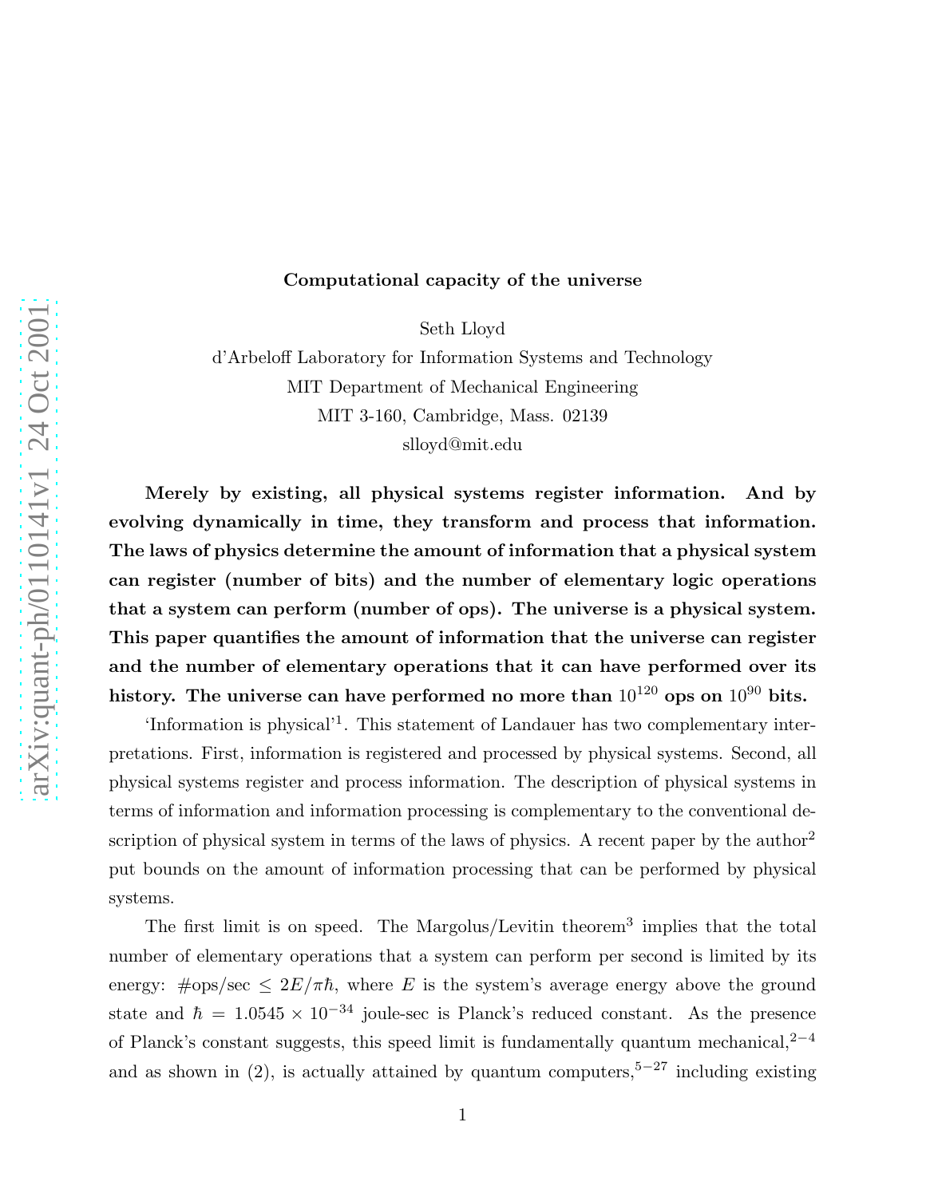**Computational capacity of the universe**

Seth Lloyd

d'Arbeloff Laboratory for Information Systems and Technology

MIT Department of Mechanical Engineering

MIT 3-160, Cambridge, Mass. 02139

slloyd@mit.edu

**Merely by existing, all physical systems register information. And by evolving dynamically in time, they transform and process that information. The laws of physics determine the amount of information that a physical system can register (number of bits) and the number of elementary logic operations that a system can perform (number of ops). The universe is a physical system. This paper quantifies the amount of information that the universe can register and the number of elementary operations that it can have performed over its history. The universe can have performed no more than $10^{120}$ ops on $10^{90}$ bits.**

'Information is physical'[1]. This statement of Landauer has two complementary interpretations. First, information is registered and processed by physical systems. Second, all physical systems register and process information. The description of physical systems in terms of information and information processing is complementary to the conventional description of physical system in terms of the laws of physics. A recent paper by the author[2] put bounds on the amount of information processing that can be performed by physical systems.

The first limit is on speed. The Margolus/Levitin theorem[3] implies that the total number of elementary operations that a system can perform per second is limited by its energy: #ops/sec $\leq 2E/\pi\hbar$, where $E$ is the system's average energy above the ground state and $\hbar = 1.0545 \times 10^{-34}$ joule-sec is Planck's reduced constant. As the presence of Planck's constant suggests, this speed limit is fundamentally quantum mechanical,[2-4] and as shown in (2), is actually attained by quantum computers,[5-27] including existing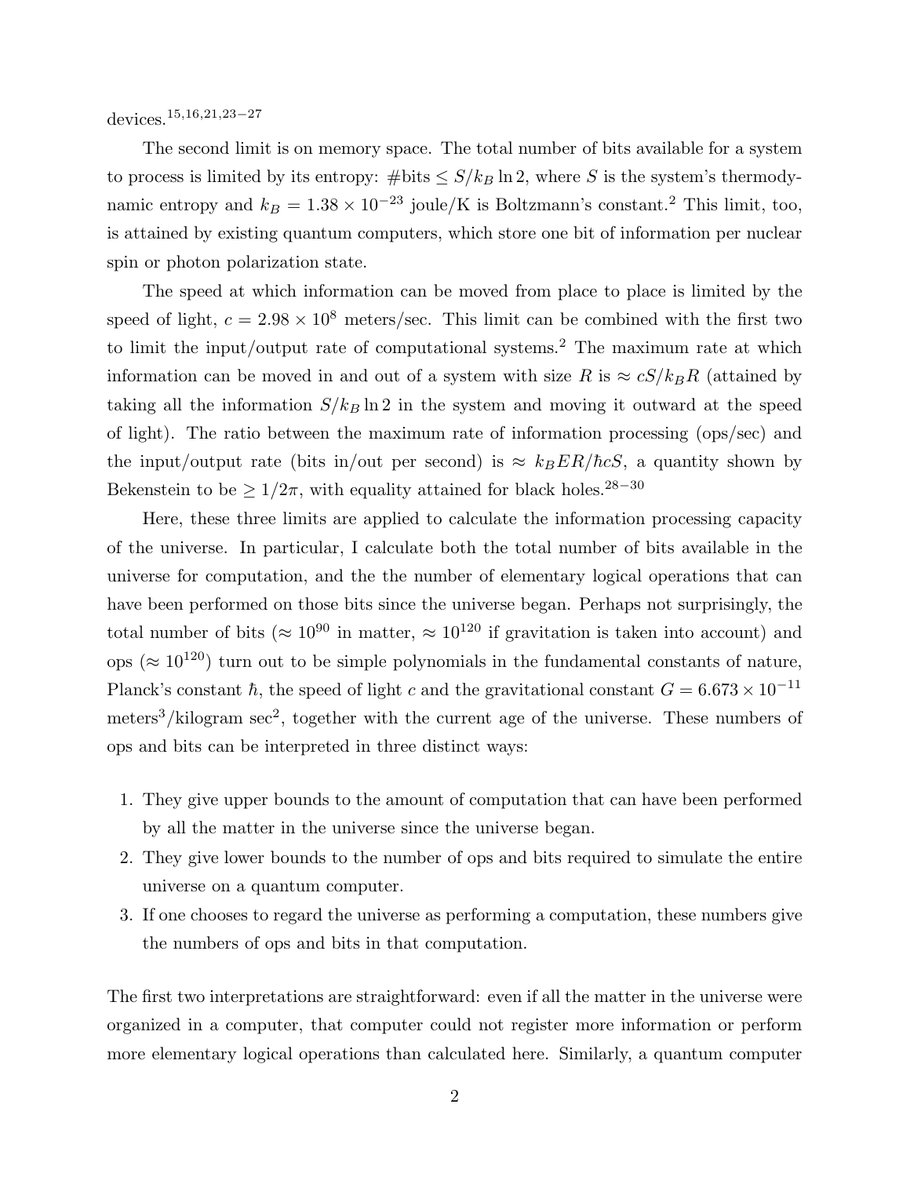devices.[15,16,21,23–27]

The second limit is on memory space. The total number of bits available for a system to process is limited by its entropy: #bits $\leq S/k_B \ln 2$, where $S$ is the system's thermodynamic entropy and $k_B = 1.38 \times 10^{-23}$ joule/K is Boltzmann's constant.[2] This limit, too, is attained by existing quantum computers, which store one bit of information per nuclear spin or photon polarization state.

The speed at which information can be moved from place to place is limited by the speed of light, $c = 2.98 \times 10^8$ meters/sec. This limit can be combined with the first two to limit the input/output rate of computational systems.[2] The maximum rate at which information can be moved in and out of a system with size $R$ is $\approx cS/k_B R$ (attained by taking all the information $S/k_B \ln 2$ in the system and moving it outward at the speed of light). The ratio between the maximum rate of information processing (ops/sec) and the input/output rate (bits in/out per second) is $\approx k_B ER/\hbar cS$, a quantity shown by Bekenstein to be $\geq 1/2\pi$, with equality attained for black holes.[28–30]

Here, these three limits are applied to calculate the information processing capacity of the universe. In particular, I calculate both the total number of bits available in the universe for computation, and the the number of elementary logical operations that can have been performed on those bits since the universe began. Perhaps not surprisingly, the total number of bits ($\approx 10^{90}$ in matter, $\approx 10^{120}$ if gravitation is taken into account) and ops ($\approx 10^{120}$) turn out to be simple polynomials in the fundamental constants of nature, Planck's constant $\hbar$, the speed of light $c$ and the gravitational constant $G = 6.673 \times 10^{-11}$ meters$^3$/kilogram sec$^2$, together with the current age of the universe. These numbers of ops and bits can be interpreted in three distinct ways:

1. They give upper bounds to the amount of computation that can have been performed by all the matter in the universe since the universe began.
2. They give lower bounds to the number of ops and bits required to simulate the entire universe on a quantum computer.
3. If one chooses to regard the universe as performing a computation, these numbers give the numbers of ops and bits in that computation.

The first two interpretations are straightforward: even if all the matter in the universe were organized in a computer, that computer could not register more information or perform more elementary logical operations than calculated here. Similarly, a quantum computer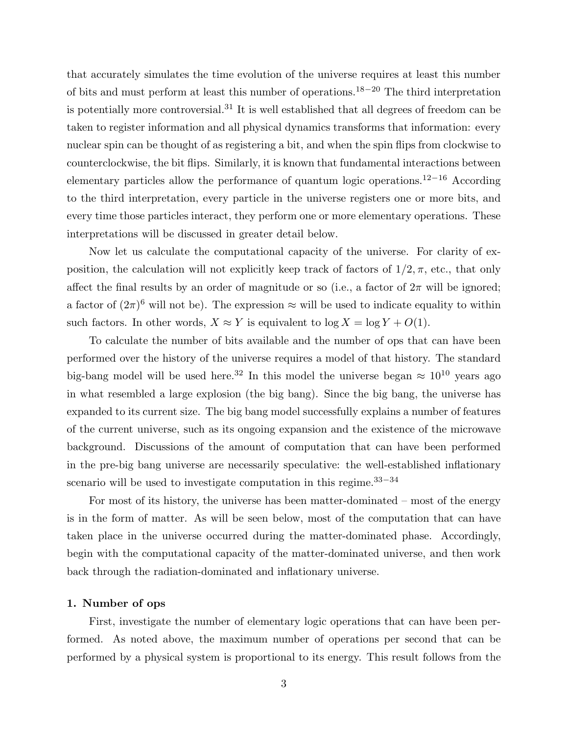that accurately simulates the time evolution of the universe requires at least this number of bits and must perform at least this number of operations.[18−20] The third interpretation is potentially more controversial.[31] It is well established that all degrees of freedom can be taken to register information and all physical dynamics transforms that information: every nuclear spin can be thought of as registering a bit, and when the spin flips from clockwise to counterclockwise, the bit flips. Similarly, it is known that fundamental interactions between elementary particles allow the performance of quantum logic operations.[12−16] According to the third interpretation, every particle in the universe registers one or more bits, and every time those particles interact, they perform one or more elementary operations. These interpretations will be discussed in greater detail below.

Now let us calculate the computational capacity of the universe. For clarity of exposition, the calculation will not explicitly keep track of factors of $1/2, \pi$, etc., that only affect the final results by an order of magnitude or so (i.e., a factor of $2\pi$ will be ignored; a factor of $(2\pi)^6$ will not be). The expression $\approx$ will be used to indicate equality to within such factors. In other words, $X \approx Y$ is equivalent to $\log X = \log Y + O(1)$.

To calculate the number of bits available and the number of ops that can have been performed over the history of the universe requires a model of that history. The standard big-bang model will be used here.[32] In this model the universe began $\approx 10^{10}$ years ago in what resembled a large explosion (the big bang). Since the big bang, the universe has expanded to its current size. The big bang model successfully explains a number of features of the current universe, such as its ongoing expansion and the existence of the microwave background. Discussions of the amount of computation that can have been performed in the pre-big bang universe are necessarily speculative: the well-established inflationary scenario will be used to investigate computation in this regime.[33−34]

For most of its history, the universe has been matter-dominated – most of the energy is in the form of matter. As will be seen below, most of the computation that can have taken place in the universe occurred during the matter-dominated phase. Accordingly, begin with the computational capacity of the matter-dominated universe, and then work back through the radiation-dominated and inflationary universe.

### 1. Number of ops

First, investigate the number of elementary logic operations that can have been performed. As noted above, the maximum number of operations per second that can be performed by a physical system is proportional to its energy. This result follows from the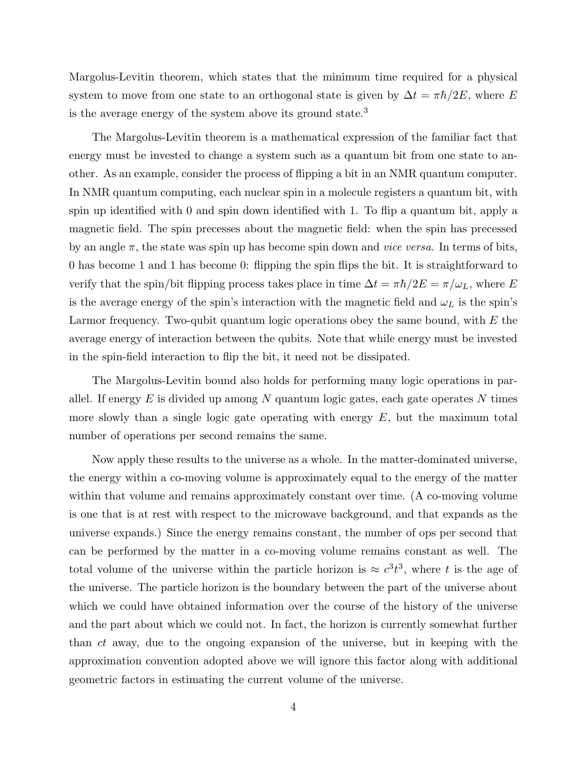Margolus-Levitin theorem, which states that the minimum time required for a physical system to move from one state to an orthogonal state is given by $\Delta t = \pi\hbar/2E$, where $E$ is the average energy of the system above its ground state.[3]

The Margolus-Levitin theorem is a mathematical expression of the familiar fact that energy must be invested to change a system such as a quantum bit from one state to another. As an example, consider the process of flipping a bit in an NMR quantum computer. In NMR quantum computing, each nuclear spin in a molecule registers a quantum bit, with spin up identified with 0 and spin down identified with 1. To flip a quantum bit, apply a magnetic field. The spin precesses about the magnetic field: when the spin has precessed by an angle $\pi$, the state was spin up has become spin down and *vice versa*. In terms of bits, 0 has become 1 and 1 has become 0: flipping the spin flips the bit. It is straightforward to verify that the spin/bit flipping process takes place in time $\Delta t = \pi\hbar/2E = \pi/\omega_L$, where $E$ is the average energy of the spin's interaction with the magnetic field and $\omega_L$ is the spin's Larmor frequency. Two-qubit quantum logic operations obey the same bound, with $E$ the average energy of interaction between the qubits. Note that while energy must be invested in the spin-field interaction to flip the bit, it need not be dissipated.

The Margolus-Levitin bound also holds for performing many logic operations in parallel. If energy $E$ is divided up among $N$ quantum logic gates, each gate operates $N$ times more slowly than a single logic gate operating with energy $E$, but the maximum total number of operations per second remains the same.

Now apply these results to the universe as a whole. In the matter-dominated universe, the energy within a co-moving volume is approximately equal to the energy of the matter within that volume and remains approximately constant over time. (A co-moving volume is one that is at rest with respect to the microwave background, and that expands as the universe expands.) Since the energy remains constant, the number of ops per second that can be performed by the matter in a co-moving volume remains constant as well. The total volume of the universe within the particle horizon is $\approx c^3t^3$, where $t$ is the age of the universe. The particle horizon is the boundary between the part of the universe about which we could have obtained information over the course of the history of the universe and the part about which we could not. In fact, the horizon is currently somewhat further than $ct$ away, due to the ongoing expansion of the universe, but in keeping with the approximation convention adopted above we will ignore this factor along with additional geometric factors in estimating the current volume of the universe.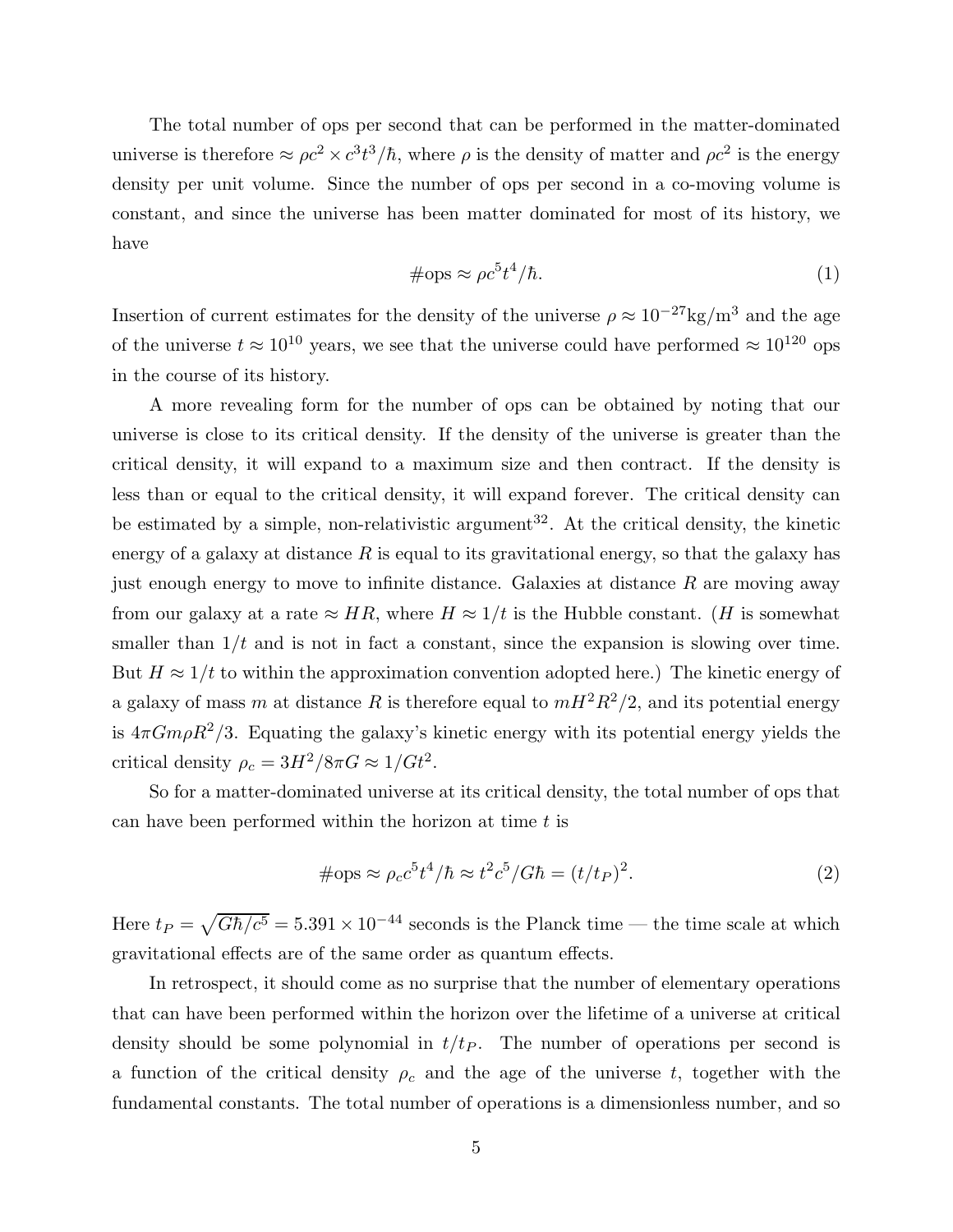The total number of ops per second that can be performed in the matter-dominated universe is therefore $\approx \rho c^2 \times c^3 t^3/\hbar$, where $\rho$ is the density of matter and $\rho c^2$ is the energy density per unit volume. Since the number of ops per second in a co-moving volume is constant, and since the universe has been matter dominated for most of its history, we have

$$\#\text{ops} \approx \rho c^5 t^4/\hbar. \tag{1}$$

Insertion of current estimates for the density of the universe $\rho \approx 10^{-27}\text{kg/m}^3$ and the age of the universe $t \approx 10^{10}$ years, we see that the universe could have performed $\approx 10^{120}$ ops in the course of its history.

A more revealing form for the number of ops can be obtained by noting that our universe is close to its critical density. If the density of the universe is greater than the critical density, it will expand to a maximum size and then contract. If the density is less than or equal to the critical density, it will expand forever. The critical density can be estimated by a simple, non-relativistic argument[32]. At the critical density, the kinetic energy of a galaxy at distance $R$ is equal to its gravitational energy, so that the galaxy has just enough energy to move to infinite distance. Galaxies at distance $R$ are moving away from our galaxy at a rate $\approx HR$, where $H \approx 1/t$ is the Hubble constant. ($H$ is somewhat smaller than $1/t$ and is not in fact a constant, since the expansion is slowing over time. But $H \approx 1/t$ to within the approximation convention adopted here.) The kinetic energy of a galaxy of mass $m$ at distance $R$ is therefore equal to $mH^2R^2/2$, and its potential energy is $4\pi G m \rho R^2/3$. Equating the galaxy's kinetic energy with its potential energy yields the critical density $\rho_c = 3H^2/8\pi G \approx 1/Gt^2$.

So for a matter-dominated universe at its critical density, the total number of ops that can have been performed within the horizon at time $t$ is

$$\#\text{ops} \approx \rho_c c^5 t^4/\hbar \approx t^2 c^5/G\hbar = (t/t_P)^2. \tag{2}$$

Here $t_P = \sqrt{G\hbar/c^5} = 5.391 \times 10^{-44}$ seconds is the Planck time — the time scale at which gravitational effects are of the same order as quantum effects.

In retrospect, it should come as no surprise that the number of elementary operations that can have been performed within the horizon over the lifetime of a universe at critical density should be some polynomial in $t/t_P$. The number of operations per second is a function of the critical density $\rho_c$ and the age of the universe $t$, together with the fundamental constants. The total number of operations is a dimensionless number, and so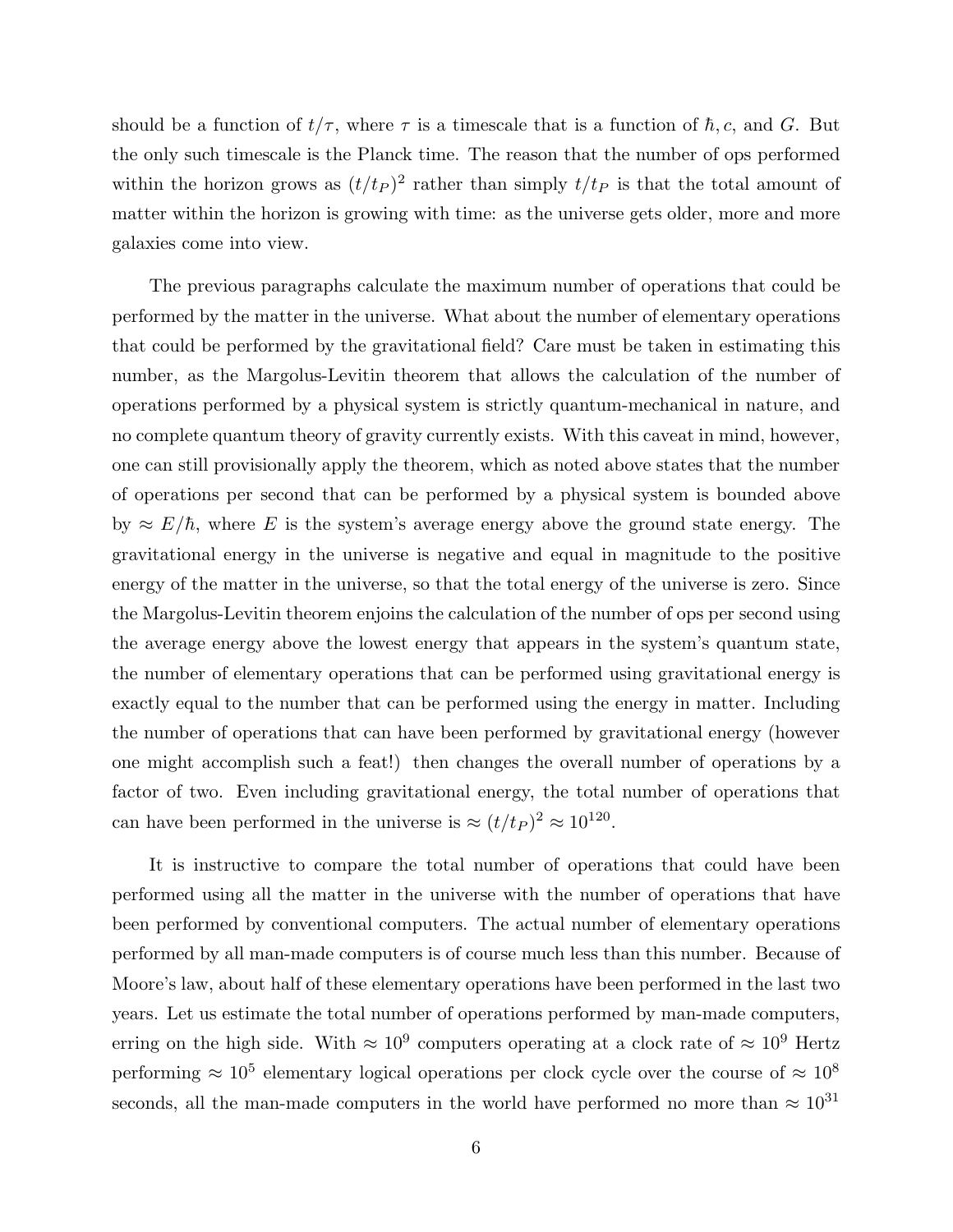should be a function of $t/\tau$, where $\tau$ is a timescale that is a function of $\hbar, c$, and $G$. But the only such timescale is the Planck time. The reason that the number of ops performed within the horizon grows as $(t/t_P)^2$ rather than simply $t/t_P$ is that the total amount of matter within the horizon is growing with time: as the universe gets older, more and more galaxies come into view.

The previous paragraphs calculate the maximum number of operations that could be performed by the matter in the universe. What about the number of elementary operations that could be performed by the gravitational field? Care must be taken in estimating this number, as the Margolus-Levitin theorem that allows the calculation of the number of operations performed by a physical system is strictly quantum-mechanical in nature, and no complete quantum theory of gravity currently exists. With this caveat in mind, however, one can still provisionally apply the theorem, which as noted above states that the number of operations per second that can be performed by a physical system is bounded above by $\approx E/\hbar$, where $E$ is the system's average energy above the ground state energy. The gravitational energy in the universe is negative and equal in magnitude to the positive energy of the matter in the universe, so that the total energy of the universe is zero. Since the Margolus-Levitin theorem enjoins the calculation of the number of ops per second using the average energy above the lowest energy that appears in the system's quantum state, the number of elementary operations that can be performed using gravitational energy is exactly equal to the number that can be performed using the energy in matter. Including the number of operations that can have been performed by gravitational energy (however one might accomplish such a feat!) then changes the overall number of operations by a factor of two. Even including gravitational energy, the total number of operations that can have been performed in the universe is $\approx (t/t_P)^2 \approx 10^{120}$.

It is instructive to compare the total number of operations that could have been performed using all the matter in the universe with the number of operations that have been performed by conventional computers. The actual number of elementary operations performed by all man-made computers is of course much less than this number. Because of Moore's law, about half of these elementary operations have been performed in the last two years. Let us estimate the total number of operations performed by man-made computers, erring on the high side. With $\approx 10^9$ computers operating at a clock rate of $\approx 10^9$ Hertz performing $\approx 10^5$ elementary logical operations per clock cycle over the course of $\approx 10^8$ seconds, all the man-made computers in the world have performed no more than $\approx 10^{31}$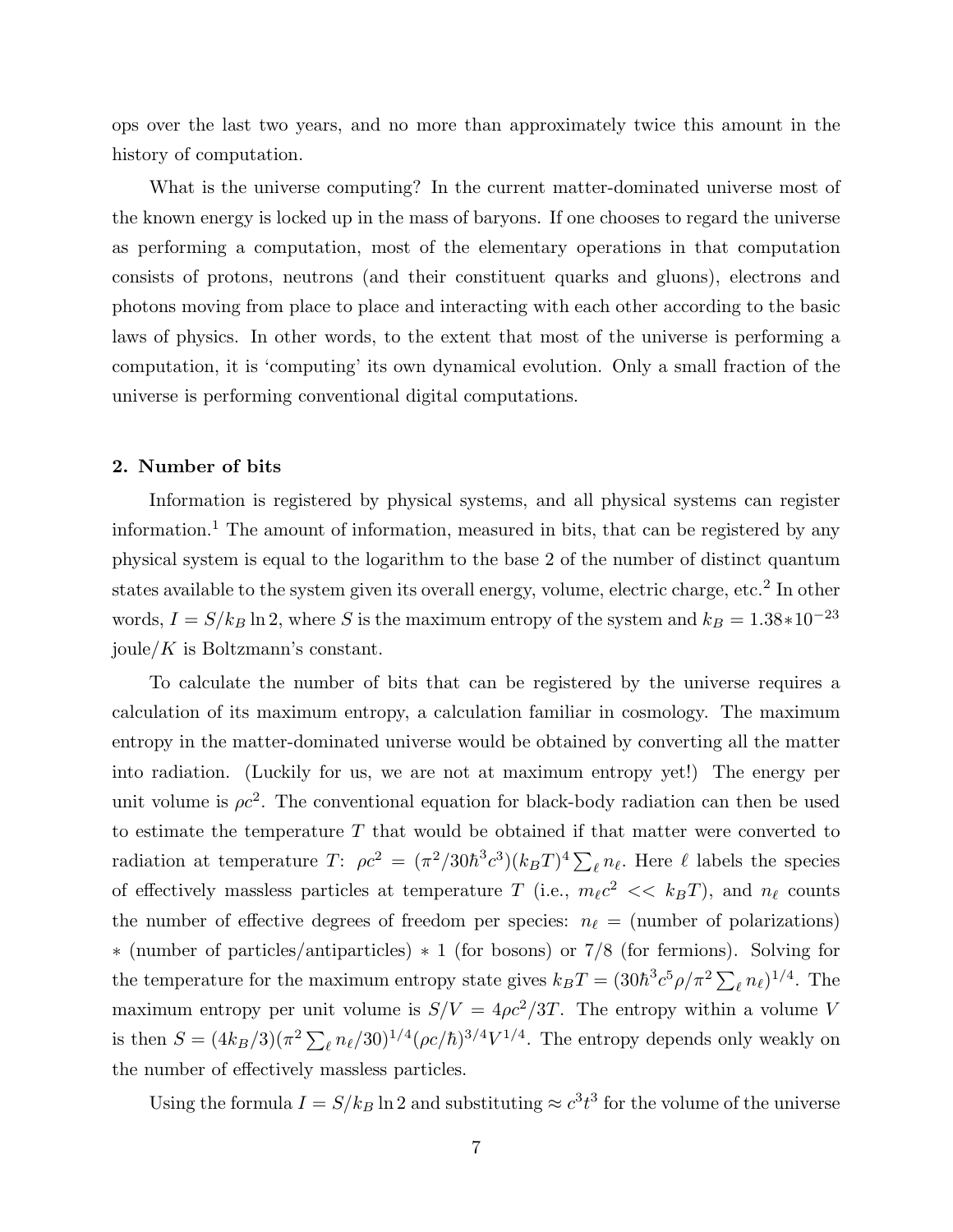ops over the last two years, and no more than approximately twice this amount in the history of computation.

What is the universe computing? In the current matter-dominated universe most of the known energy is locked up in the mass of baryons. If one chooses to regard the universe as performing a computation, most of the elementary operations in that computation consists of protons, neutrons (and their constituent quarks and gluons), electrons and photons moving from place to place and interacting with each other according to the basic laws of physics. In other words, to the extent that most of the universe is performing a computation, it is 'computing' its own dynamical evolution. Only a small fraction of the universe is performing conventional digital computations.

## 2. Number of bits

Information is registered by physical systems, and all physical systems can register information.[1] The amount of information, measured in bits, that can be registered by any physical system is equal to the logarithm to the base 2 of the number of distinct quantum states available to the system given its overall energy, volume, electric charge, etc.[2] In other words, $I = S/k_B \ln 2$, where $S$ is the maximum entropy of the system and $k_B = 1.38 * 10^{-23}$ joule/$K$ is Boltzmann's constant.

To calculate the number of bits that can be registered by the universe requires a calculation of its maximum entropy, a calculation familiar in cosmology. The maximum entropy in the matter-dominated universe would be obtained by converting all the matter into radiation. (Luckily for us, we are not at maximum entropy yet!) The energy per unit volume is $\rho c^2$. The conventional equation for black-body radiation can then be used to estimate the temperature $T$ that would be obtained if that matter were converted to radiation at temperature $T$: $\rho c^2 = (\pi^2/30\hbar^3 c^3)(k_B T)^4 \sum_\ell n_\ell$. Here $\ell$ labels the species of effectively massless particles at temperature $T$ (i.e., $m_\ell c^2 << k_B T$), and $n_\ell$ counts the number of effective degrees of freedom per species: $n_\ell =$ (number of polarizations) $*$ (number of particles/antiparticles) $*$ 1 (for bosons) or 7/8 (for fermions). Solving for the temperature for the maximum entropy state gives $k_B T = (30\hbar^3 c^5 \rho/\pi^2 \sum_\ell n_\ell)^{1/4}$. The maximum entropy per unit volume is $S/V = 4\rho c^2/3T$. The entropy within a volume $V$ is then $S = (4k_B/3)(\pi^2 \sum_\ell n_\ell/30)^{1/4}(\rho c/\hbar)^{3/4} V^{1/4}$. The entropy depends only weakly on the number of effectively massless particles.

Using the formula $I = S/k_B \ln 2$ and substituting $\approx c^3 t^3$ for the volume of the universe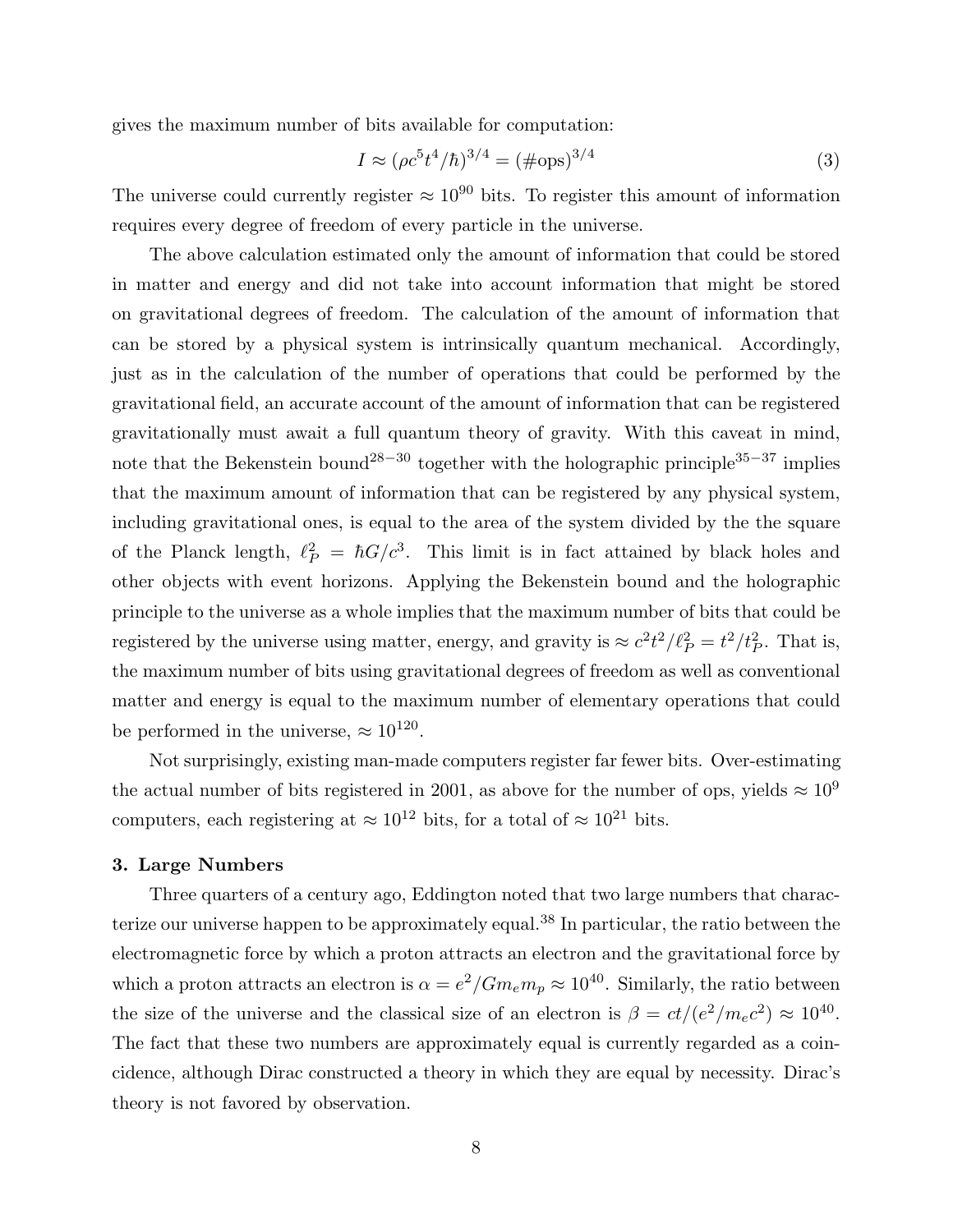gives the maximum number of bits available for computation:

$$I \approx (\rho c^5 t^4/\hbar)^{3/4} = (\#\text{ops})^{3/4} \tag{3}$$

The universe could currently register $\approx 10^{90}$ bits. To register this amount of information requires every degree of freedom of every particle in the universe.

The above calculation estimated only the amount of information that could be stored in matter and energy and did not take into account information that might be stored on gravitational degrees of freedom. The calculation of the amount of information that can be stored by a physical system is intrinsically quantum mechanical. Accordingly, just as in the calculation of the number of operations that could be performed by the gravitational field, an accurate account of the amount of information that can be registered gravitationally must await a full quantum theory of gravity. With this caveat in mind, note that the Bekenstein bound[28−30] together with the holographic principle[35−37] implies that the maximum amount of information that can be registered by any physical system, including gravitational ones, is equal to the area of the system divided by the the square of the Planck length, $\ell_P^2 = \hbar G/c^3$. This limit is in fact attained by black holes and other objects with event horizons. Applying the Bekenstein bound and the holographic principle to the universe as a whole implies that the maximum number of bits that could be registered by the universe using matter, energy, and gravity is $\approx c^2t^2/\ell_P^2 = t^2/t_P^2$. That is, the maximum number of bits using gravitational degrees of freedom as well as conventional matter and energy is equal to the maximum number of elementary operations that could be performed in the universe, $\approx 10^{120}$.

Not surprisingly, existing man-made computers register far fewer bits. Over-estimating the actual number of bits registered in 2001, as above for the number of ops, yields $\approx 10^9$ computers, each registering at $\approx 10^{12}$ bits, for a total of $\approx 10^{21}$ bits.

### 3. Large Numbers

Three quarters of a century ago, Eddington noted that two large numbers that characterize our universe happen to be approximately equal.[38] In particular, the ratio between the electromagnetic force by which a proton attracts an electron and the gravitational force by which a proton attracts an electron is $\alpha = e^2/Gm_em_p \approx 10^{40}$. Similarly, the ratio between the size of the universe and the classical size of an electron is $\beta = ct/(e^2/m_ec^2) \approx 10^{40}$. The fact that these two numbers are approximately equal is currently regarded as a coincidence, although Dirac constructed a theory in which they are equal by necessity. Dirac's theory is not favored by observation.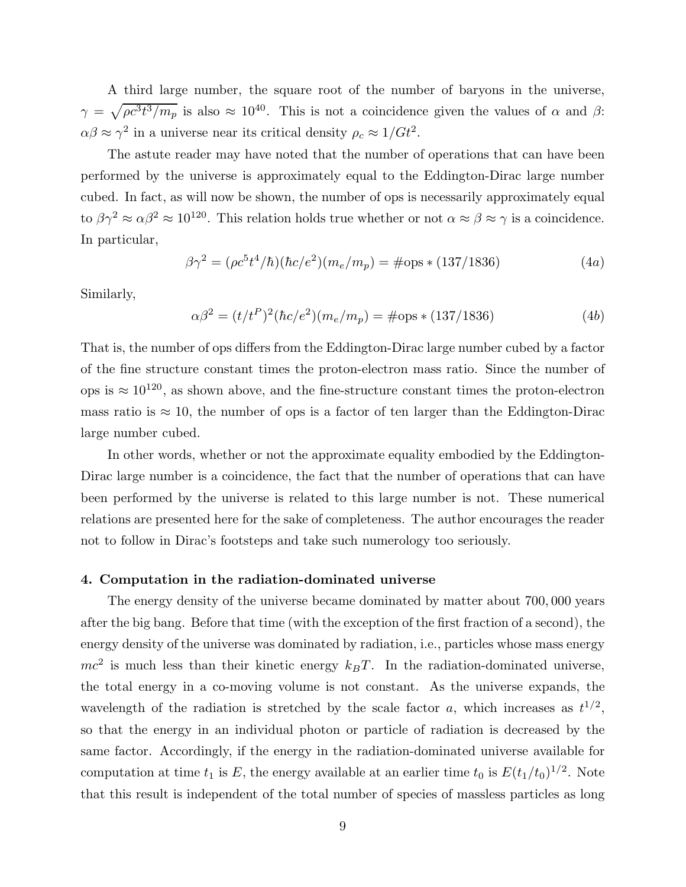A third large number, the square root of the number of baryons in the universe, $\gamma = \sqrt{\rho c^3 t^3 / m_p}$ is also $\approx 10^{40}$. This is not a coincidence given the values of $\alpha$ and $\beta$: $\alpha\beta \approx \gamma^2$ in a universe near its critical density $\rho_c \approx 1/Gt^2$.

The astute reader may have noted that the number of operations that can have been performed by the universe is approximately equal to the Eddington-Dirac large number cubed. In fact, as will now be shown, the number of ops is necessarily approximately equal to $\beta\gamma^2 \approx \alpha\beta^2 \approx 10^{120}$. This relation holds true whether or not $\alpha \approx \beta \approx \gamma$ is a coincidence. In particular,

$$\beta\gamma^2 = (\rho c^5 t^4/\hbar)(\hbar c/e^2)(m_e/m_p) = \#\text{ops} * (137/1836) \tag{4a}$$

Similarly,

$$\alpha\beta^2 = (t/t^P)^2(\hbar c/e^2)(m_e/m_p) = \#\text{ops} * (137/1836) \tag{4b}$$

That is, the number of ops differs from the Eddington-Dirac large number cubed by a factor of the fine structure constant times the proton-electron mass ratio. Since the number of ops is $\approx 10^{120}$, as shown above, and the fine-structure constant times the proton-electron mass ratio is $\approx 10$, the number of ops is a factor of ten larger than the Eddington-Dirac large number cubed.

In other words, whether or not the approximate equality embodied by the Eddington-Dirac large number is a coincidence, the fact that the number of operations that can have been performed by the universe is related to this large number is not. These numerical relations are presented here for the sake of completeness. The author encourages the reader not to follow in Dirac's footsteps and take such numerology too seriously.

### 4. Computation in the radiation-dominated universe

The energy density of the universe became dominated by matter about 700,000 years after the big bang. Before that time (with the exception of the first fraction of a second), the energy density of the universe was dominated by radiation, i.e., particles whose mass energy $mc^2$ is much less than their kinetic energy $k_B T$. In the radiation-dominated universe, the total energy in a co-moving volume is not constant. As the universe expands, the wavelength of the radiation is stretched by the scale factor $a$, which increases as $t^{1/2}$, so that the energy in an individual photon or particle of radiation is decreased by the same factor. Accordingly, if the energy in the radiation-dominated universe available for computation at time $t_1$ is $E$, the energy available at an earlier time $t_0$ is $E(t_1/t_0)^{1/2}$. Note that this result is independent of the total number of species of massless particles as long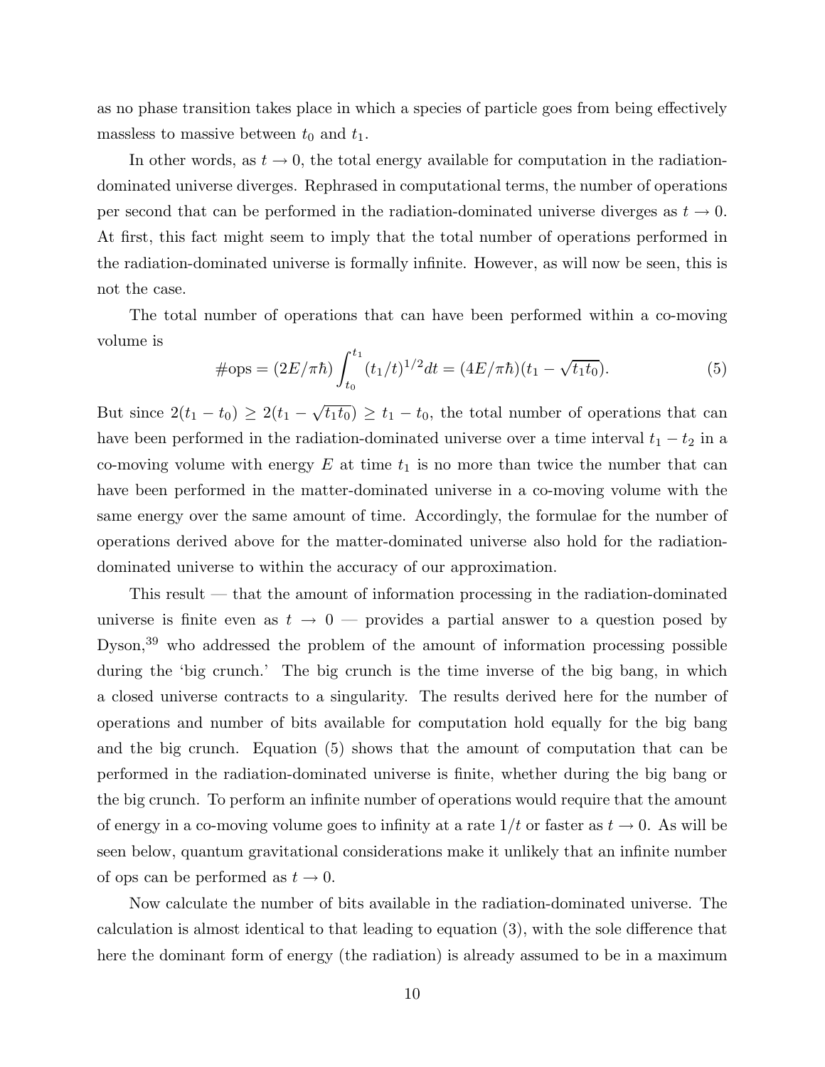as no phase transition takes place in which a species of particle goes from being effectively massless to massive between $t_0$ and $t_1$.

In other words, as $t \to 0$, the total energy available for computation in the radiation-dominated universe diverges. Rephrased in computational terms, the number of operations per second that can be performed in the radiation-dominated universe diverges as $t \to 0$. At first, this fact might seem to imply that the total number of operations performed in the radiation-dominated universe is formally infinite. However, as will now be seen, this is not the case.

The total number of operations that can have been performed within a co-moving volume is

$$\#\text{ops} = (2E/\pi\hbar) \int_{t_0}^{t_1} (t_1/t)^{1/2} dt = (4E/\pi\hbar)(t_1 - \sqrt{t_1 t_0}). \tag{5}$$

But since $2(t_1 - t_0) \geq 2(t_1 - \sqrt{t_1 t_0}) \geq t_1 - t_0$, the total number of operations that can have been performed in the radiation-dominated universe over a time interval $t_1 - t_2$ in a co-moving volume with energy $E$ at time $t_1$ is no more than twice the number that can have been performed in the matter-dominated universe in a co-moving volume with the same energy over the same amount of time. Accordingly, the formulae for the number of operations derived above for the matter-dominated universe also hold for the radiation-dominated universe to within the accuracy of our approximation.

This result — that the amount of information processing in the radiation-dominated universe is finite even as $t \to 0$ — provides a partial answer to a question posed by Dyson,[39] who addressed the problem of the amount of information processing possible during the 'big crunch.' The big crunch is the time inverse of the big bang, in which a closed universe contracts to a singularity. The results derived here for the number of operations and number of bits available for computation hold equally for the big bang and the big crunch. Equation (5) shows that the amount of computation that can be performed in the radiation-dominated universe is finite, whether during the big bang or the big crunch. To perform an infinite number of operations would require that the amount of energy in a co-moving volume goes to infinity at a rate $1/t$ or faster as $t \to 0$. As will be seen below, quantum gravitational considerations make it unlikely that an infinite number of ops can be performed as $t \to 0$.

Now calculate the number of bits available in the radiation-dominated universe. The calculation is almost identical to that leading to equation (3), with the sole difference that here the dominant form of energy (the radiation) is already assumed to be in a maximum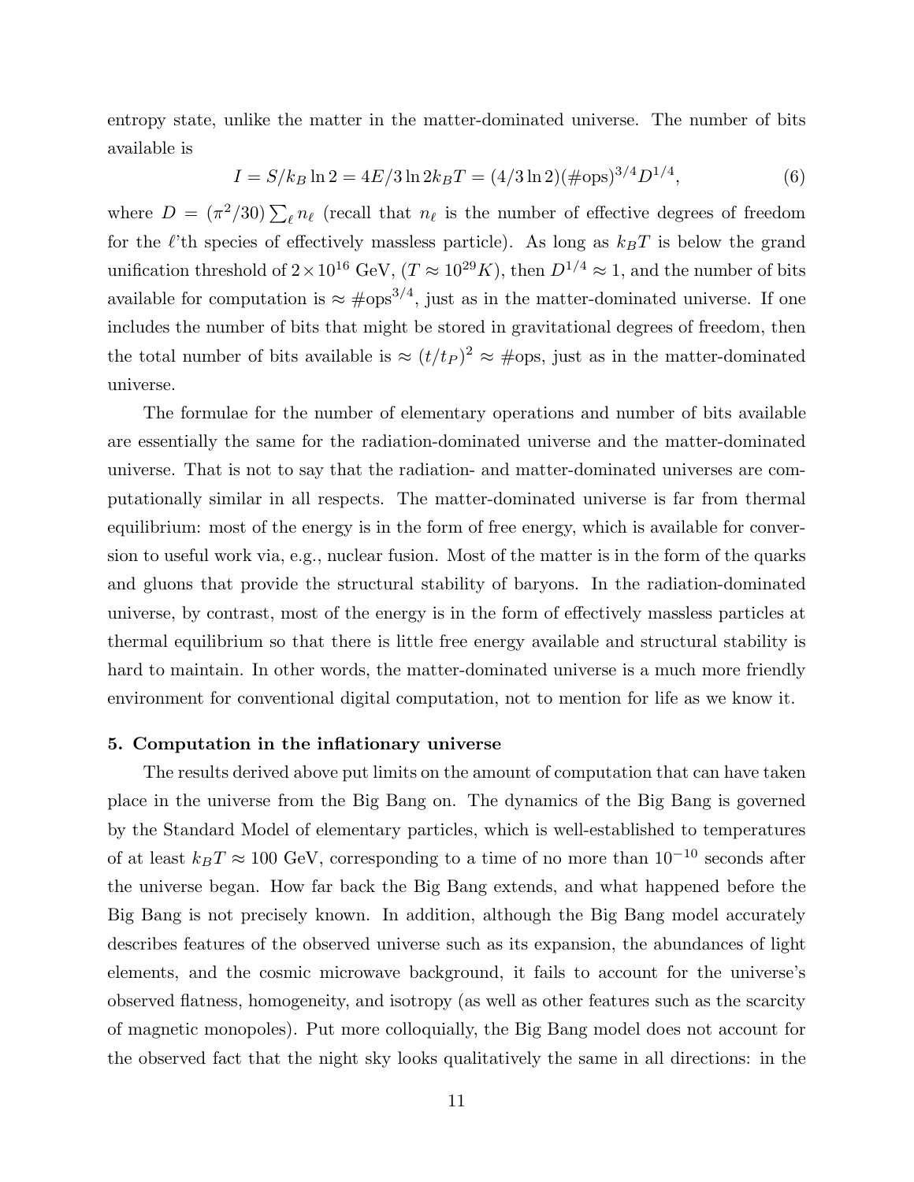entropy state, unlike the matter in the matter-dominated universe. The number of bits available is

$$I = S/k_B \ln 2 = 4E/3 \ln 2 k_B T = (4/3 \ln 2)(\#\text{ops})^{3/4} D^{1/4}, \tag{6}$$

where $D = (\pi^2/30) \sum_\ell n_\ell$ (recall that $n_\ell$ is the number of effective degrees of freedom for the $\ell$'th species of effectively massless particle). As long as $k_B T$ is below the grand unification threshold of $2 \times 10^{16}$ GeV, ($T \approx 10^{29} K$), then $D^{1/4} \approx 1$, and the number of bits available for computation is $\approx \#\text{ops}^{3/4}$, just as in the matter-dominated universe. If one includes the number of bits that might be stored in gravitational degrees of freedom, then the total number of bits available is $\approx (t/t_P)^2 \approx \#\text{ops}$, just as in the matter-dominated universe.

The formulae for the number of elementary operations and number of bits available are essentially the same for the radiation-dominated universe and the matter-dominated universe. That is not to say that the radiation- and matter-dominated universes are computationally similar in all respects. The matter-dominated universe is far from thermal equilibrium: most of the energy is in the form of free energy, which is available for conversion to useful work via, e.g., nuclear fusion. Most of the matter is in the form of the quarks and gluons that provide the structural stability of baryons. In the radiation-dominated universe, by contrast, most of the energy is in the form of effectively massless particles at thermal equilibrium so that there is little free energy available and structural stability is hard to maintain. In other words, the matter-dominated universe is a much more friendly environment for conventional digital computation, not to mention for life as we know it.

**5. Computation in the inflationary universe**

The results derived above put limits on the amount of computation that can have taken place in the universe from the Big Bang on. The dynamics of the Big Bang is governed by the Standard Model of elementary particles, which is well-established to temperatures of at least $k_B T \approx 100$ GeV, corresponding to a time of no more than $10^{-10}$ seconds after the universe began. How far back the Big Bang extends, and what happened before the Big Bang is not precisely known. In addition, although the Big Bang model accurately describes features of the observed universe such as its expansion, the abundances of light elements, and the cosmic microwave background, it fails to account for the universe's observed flatness, homogeneity, and isotropy (as well as other features such as the scarcity of magnetic monopoles). Put more colloquially, the Big Bang model does not account for the observed fact that the night sky looks qualitatively the same in all directions: in the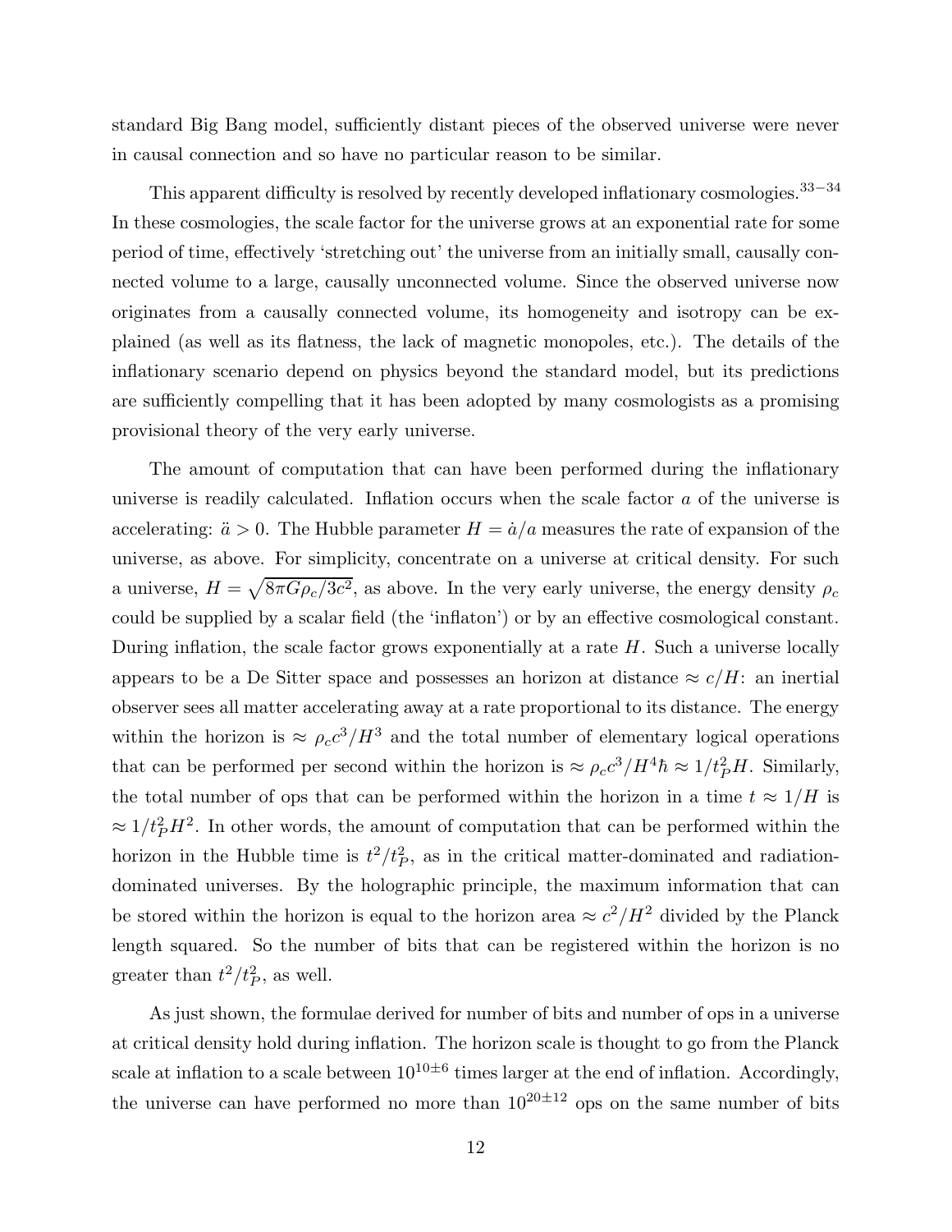standard Big Bang model, sufficiently distant pieces of the observed universe were never in causal connection and so have no particular reason to be similar.

This apparent difficulty is resolved by recently developed inflationary cosmologies.[33−34] In these cosmologies, the scale factor for the universe grows at an exponential rate for some period of time, effectively 'stretching out' the universe from an initially small, causally connected volume to a large, causally unconnected volume. Since the observed universe now originates from a causally connected volume, its homogeneity and isotropy can be explained (as well as its flatness, the lack of magnetic monopoles, etc.). The details of the inflationary scenario depend on physics beyond the standard model, but its predictions are sufficiently compelling that it has been adopted by many cosmologists as a promising provisional theory of the very early universe.

The amount of computation that can have been performed during the inflationary universe is readily calculated. Inflation occurs when the scale factor $a$ of the universe is accelerating: $\ddot{a} > 0$. The Hubble parameter $H = \dot{a}/a$ measures the rate of expansion of the universe, as above. For simplicity, concentrate on a universe at critical density. For such a universe, $H = \sqrt{8\pi G\rho_c/3c^2}$, as above. In the very early universe, the energy density $\rho_c$ could be supplied by a scalar field (the 'inflaton') or by an effective cosmological constant. During inflation, the scale factor grows exponentially at a rate $H$. Such a universe locally appears to be a De Sitter space and possesses an horizon at distance $\approx c/H$: an inertial observer sees all matter accelerating away at a rate proportional to its distance. The energy within the horizon is $\approx \rho_c c^3/H^3$ and the total number of elementary logical operations that can be performed per second within the horizon is $\approx \rho_c c^3/H^4\hbar \approx 1/t_P^2 H$. Similarly, the total number of ops that can be performed within the horizon in a time $t \approx 1/H$ is $\approx 1/t_P^2 H^2$. In other words, the amount of computation that can be performed within the horizon in the Hubble time is $t^2/t_P^2$, as in the critical matter-dominated and radiation-dominated universes. By the holographic principle, the maximum information that can be stored within the horizon is equal to the horizon area $\approx c^2/H^2$ divided by the Planck length squared. So the number of bits that can be registered within the horizon is no greater than $t^2/t_P^2$, as well.

As just shown, the formulae derived for number of bits and number of ops in a universe at critical density hold during inflation. The horizon scale is thought to go from the Planck scale at inflation to a scale between $10^{10\pm 6}$ times larger at the end of inflation. Accordingly, the universe can have performed no more than $10^{20\pm 12}$ ops on the same number of bits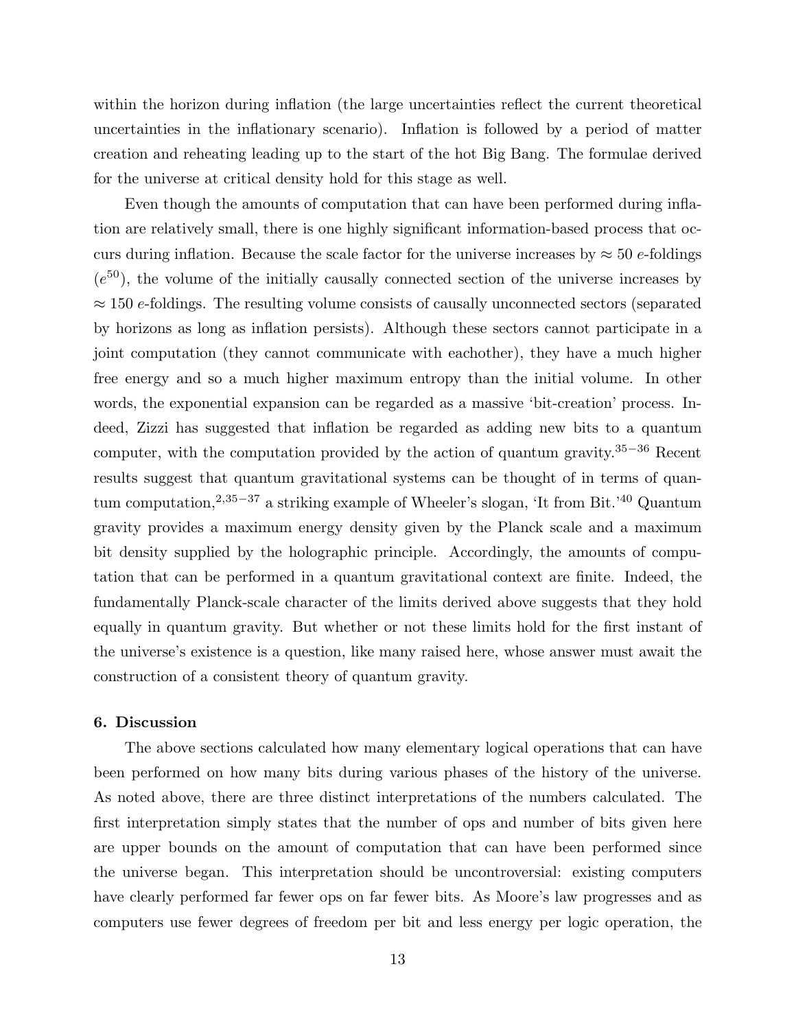within the horizon during inflation (the large uncertainties reflect the current theoretical uncertainties in the inflationary scenario). Inflation is followed by a period of matter creation and reheating leading up to the start of the hot Big Bang. The formulae derived for the universe at critical density hold for this stage as well.

Even though the amounts of computation that can have been performed during inflation are relatively small, there is one highly significant information-based process that occurs during inflation. Because the scale factor for the universe increases by $\approx 50$ $e$-foldings ($e^{50}$), the volume of the initially causally connected section of the universe increases by $\approx 150$ $e$-foldings. The resulting volume consists of causally unconnected sectors (separated by horizons as long as inflation persists). Although these sectors cannot participate in a joint computation (they cannot communicate with eachother), they have a much higher free energy and so a much higher maximum entropy than the initial volume. In other words, the exponential expansion can be regarded as a massive 'bit-creation' process. Indeed, Zizzi has suggested that inflation be regarded as adding new bits to a quantum computer, with the computation provided by the action of quantum gravity.[35−36] Recent results suggest that quantum gravitational systems can be thought of in terms of quantum computation,[2,35−37] a striking example of Wheeler's slogan, 'It from Bit.'[40] Quantum gravity provides a maximum energy density given by the Planck scale and a maximum bit density supplied by the holographic principle. Accordingly, the amounts of computation that can be performed in a quantum gravitational context are finite. Indeed, the fundamentally Planck-scale character of the limits derived above suggests that they hold equally in quantum gravity. But whether or not these limits hold for the first instant of the universe's existence is a question, like many raised here, whose answer must await the construction of a consistent theory of quantum gravity.

### 6. Discussion

The above sections calculated how many elementary logical operations that can have been performed on how many bits during various phases of the history of the universe. As noted above, there are three distinct interpretations of the numbers calculated. The first interpretation simply states that the number of ops and number of bits given here are upper bounds on the amount of computation that can have been performed since the universe began. This interpretation should be uncontroversial: existing computers have clearly performed far fewer ops on far fewer bits. As Moore's law progresses and as computers use fewer degrees of freedom per bit and less energy per logic operation, the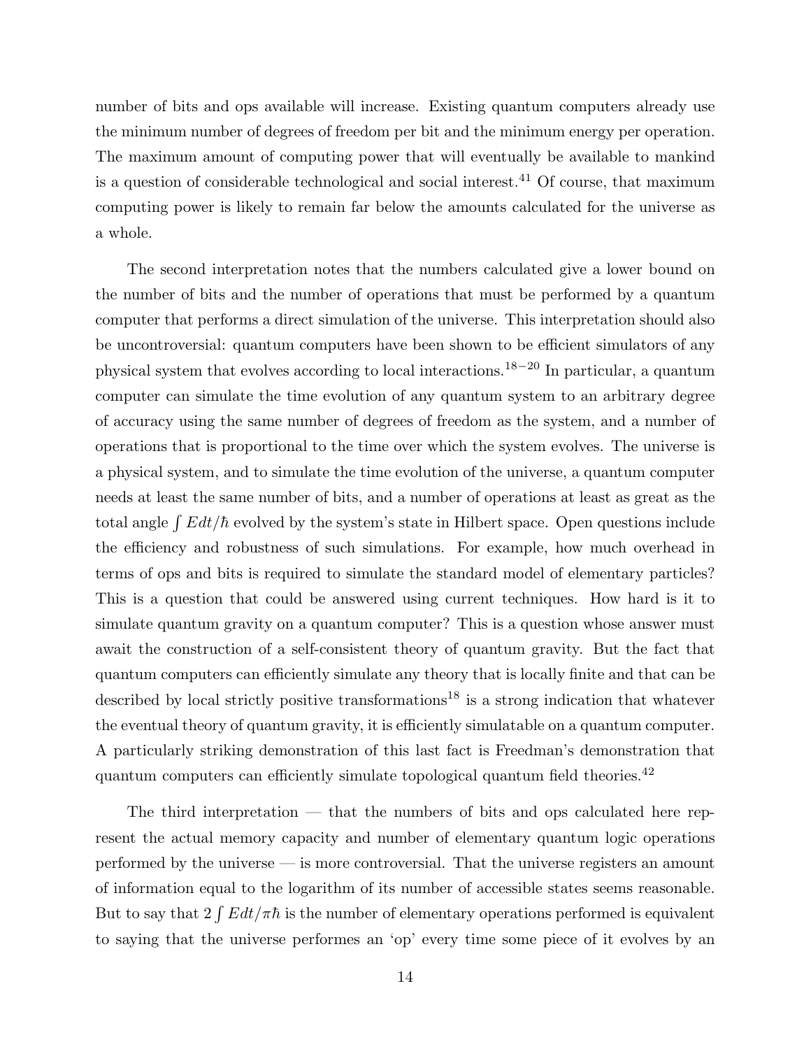number of bits and ops available will increase. Existing quantum computers already use the minimum number of degrees of freedom per bit and the minimum energy per operation. The maximum amount of computing power that will eventually be available to mankind is a question of considerable technological and social interest.[41] Of course, that maximum computing power is likely to remain far below the amounts calculated for the universe as a whole.

The second interpretation notes that the numbers calculated give a lower bound on the number of bits and the number of operations that must be performed by a quantum computer that performs a direct simulation of the universe. This interpretation should also be uncontroversial: quantum computers have been shown to be efficient simulators of any physical system that evolves according to local interactions.[18−20] In particular, a quantum computer can simulate the time evolution of any quantum system to an arbitrary degree of accuracy using the same number of degrees of freedom as the system, and a number of operations that is proportional to the time over which the system evolves. The universe is a physical system, and to simulate the time evolution of the universe, a quantum computer needs at least the same number of bits, and a number of operations at least as great as the total angle $\int Edt/\hbar$ evolved by the system's state in Hilbert space. Open questions include the efficiency and robustness of such simulations. For example, how much overhead in terms of ops and bits is required to simulate the standard model of elementary particles? This is a question that could be answered using current techniques. How hard is it to simulate quantum gravity on a quantum computer? This is a question whose answer must await the construction of a self-consistent theory of quantum gravity. But the fact that quantum computers can efficiently simulate any theory that is locally finite and that can be described by local strictly positive transformations[18] is a strong indication that whatever the eventual theory of quantum gravity, it is efficiently simulatable on a quantum computer. A particularly striking demonstration of this last fact is Freedman's demonstration that quantum computers can efficiently simulate topological quantum field theories.[42]

The third interpretation — that the numbers of bits and ops calculated here represent the actual memory capacity and number of elementary quantum logic operations performed by the universe — is more controversial. That the universe registers an amount of information equal to the logarithm of its number of accessible states seems reasonable. But to say that $2\int Edt/\pi\hbar$ is the number of elementary operations performed is equivalent to saying that the universe performes an 'op' every time some piece of it evolves by an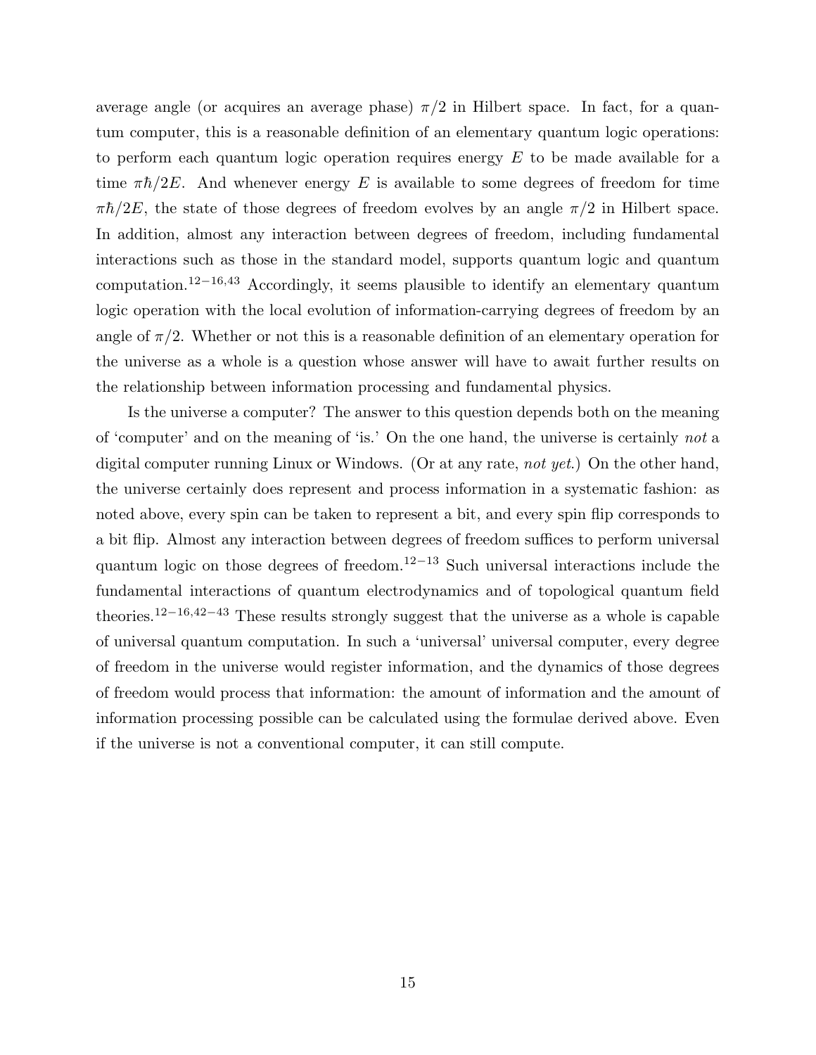average angle (or acquires an average phase) $\pi/2$ in Hilbert space. In fact, for a quantum computer, this is a reasonable definition of an elementary quantum logic operations: to perform each quantum logic operation requires energy $E$ to be made available for a time $\pi\hbar/2E$. And whenever energy $E$ is available to some degrees of freedom for time $\pi\hbar/2E$, the state of those degrees of freedom evolves by an angle $\pi/2$ in Hilbert space. In addition, almost any interaction between degrees of freedom, including fundamental interactions such as those in the standard model, supports quantum logic and quantum computation.[12−16,43] Accordingly, it seems plausible to identify an elementary quantum logic operation with the local evolution of information-carrying degrees of freedom by an angle of $\pi/2$. Whether or not this is a reasonable definition of an elementary operation for the universe as a whole is a question whose answer will have to await further results on the relationship between information processing and fundamental physics.

Is the universe a computer? The answer to this question depends both on the meaning of 'computer' and on the meaning of 'is.' On the one hand, the universe is certainly *not* a digital computer running Linux or Windows. (Or at any rate, *not yet*.) On the other hand, the universe certainly does represent and process information in a systematic fashion: as noted above, every spin can be taken to represent a bit, and every spin flip corresponds to a bit flip. Almost any interaction between degrees of freedom suffices to perform universal quantum logic on those degrees of freedom.[12−13] Such universal interactions include the fundamental interactions of quantum electrodynamics and of topological quantum field theories.[12−16,42−43] These results strongly suggest that the universe as a whole is capable of universal quantum computation. In such a 'universal' universal computer, every degree of freedom in the universe would register information, and the dynamics of those degrees of freedom would process that information: the amount of information and the amount of information processing possible can be calculated using the formulae derived above. Even if the universe is not a conventional computer, it can still compute.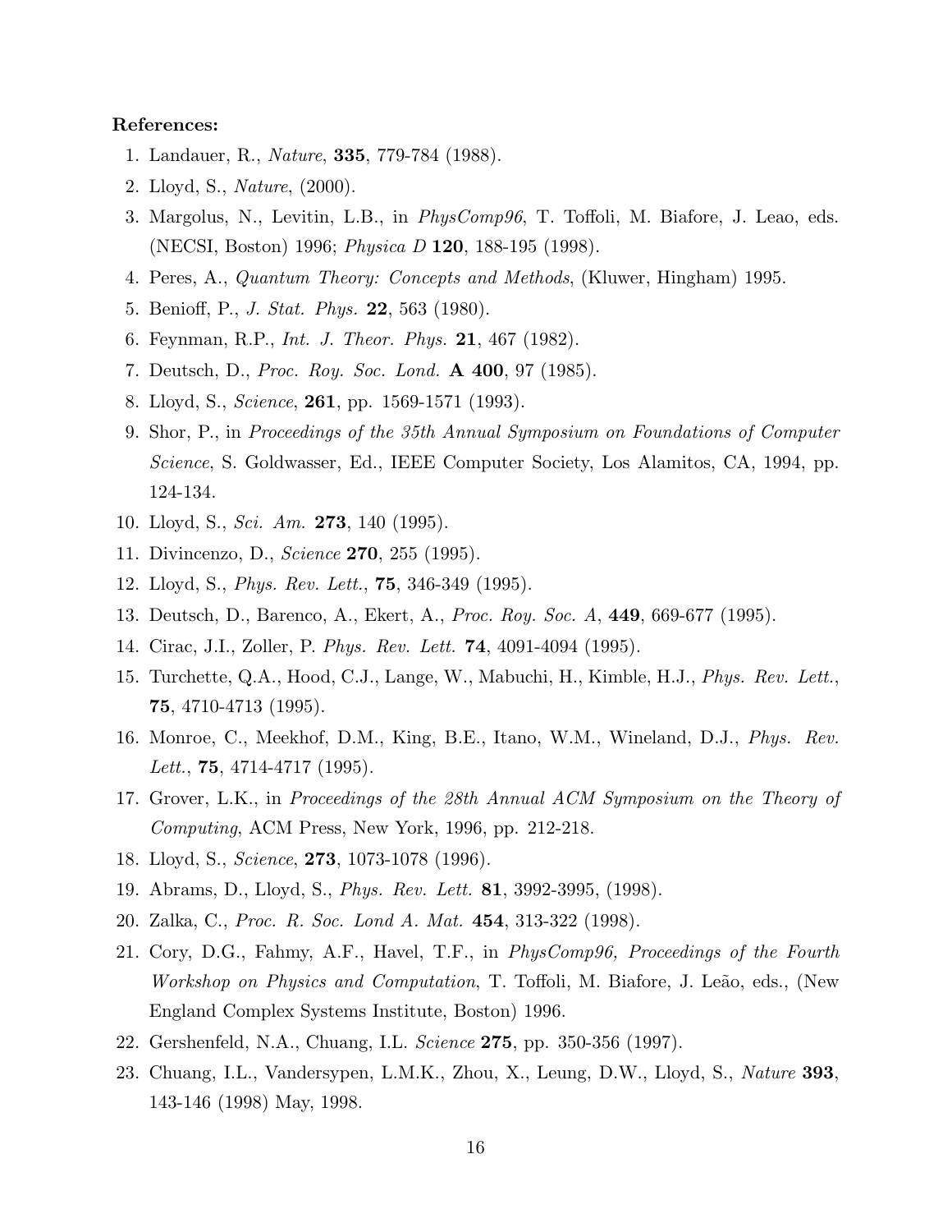**References:**

1. Landauer, R., *Nature*, **335**, 779-784 (1988).
2. Lloyd, S., *Nature*, (2000).
3. Margolus, N., Levitin, L.B., in *PhysComp96*, T. Toffoli, M. Biafore, J. Leao, eds. (NECSI, Boston) 1996; *Physica D* **120**, 188-195 (1998).
4. Peres, A., *Quantum Theory: Concepts and Methods*, (Kluwer, Hingham) 1995.
5. Benioff, P., *J. Stat. Phys.* **22**, 563 (1980).
6. Feynman, R.P., *Int. J. Theor. Phys.* **21**, 467 (1982).
7. Deutsch, D., *Proc. Roy. Soc. Lond.* **A 400**, 97 (1985).
8. Lloyd, S., *Science*, **261**, pp. 1569-1571 (1993).
9. Shor, P., in *Proceedings of the 35th Annual Symposium on Foundations of Computer Science*, S. Goldwasser, Ed., IEEE Computer Society, Los Alamitos, CA, 1994, pp. 124-134.
10. Lloyd, S., *Sci. Am.* **273**, 140 (1995).
11. Divincenzo, D., *Science* **270**, 255 (1995).
12. Lloyd, S., *Phys. Rev. Lett.*, **75**, 346-349 (1995).
13. Deutsch, D., Barenco, A., Ekert, A., *Proc. Roy. Soc. A*, **449**, 669-677 (1995).
14. Cirac, J.I., Zoller, P. *Phys. Rev. Lett.* **74**, 4091-4094 (1995).
15. Turchette, Q.A., Hood, C.J., Lange, W., Mabuchi, H., Kimble, H.J., *Phys. Rev. Lett.*, **75**, 4710-4713 (1995).
16. Monroe, C., Meekhof, D.M., King, B.E., Itano, W.M., Wineland, D.J., *Phys. Rev. Lett.*, **75**, 4714-4717 (1995).
17. Grover, L.K., in *Proceedings of the 28th Annual ACM Symposium on the Theory of Computing*, ACM Press, New York, 1996, pp. 212-218.
18. Lloyd, S., *Science*, **273**, 1073-1078 (1996).
19. Abrams, D., Lloyd, S., *Phys. Rev. Lett.* **81**, 3992-3995, (1998).
20. Zalka, C., *Proc. R. Soc. Lond A. Mat.* **454**, 313-322 (1998).
21. Cory, D.G., Fahmy, A.F., Havel, T.F., in *PhysComp96, Proceedings of the Fourth Workshop on Physics and Computation*, T. Toffoli, M. Biafore, J. Leão, eds., (New England Complex Systems Institute, Boston) 1996.
22. Gershenfeld, N.A., Chuang, I.L. *Science* **275**, pp. 350-356 (1997).
23. Chuang, I.L., Vandersypen, L.M.K., Zhou, X., Leung, D.W., Lloyd, S., *Nature* **393**, 143-146 (1998) May, 1998.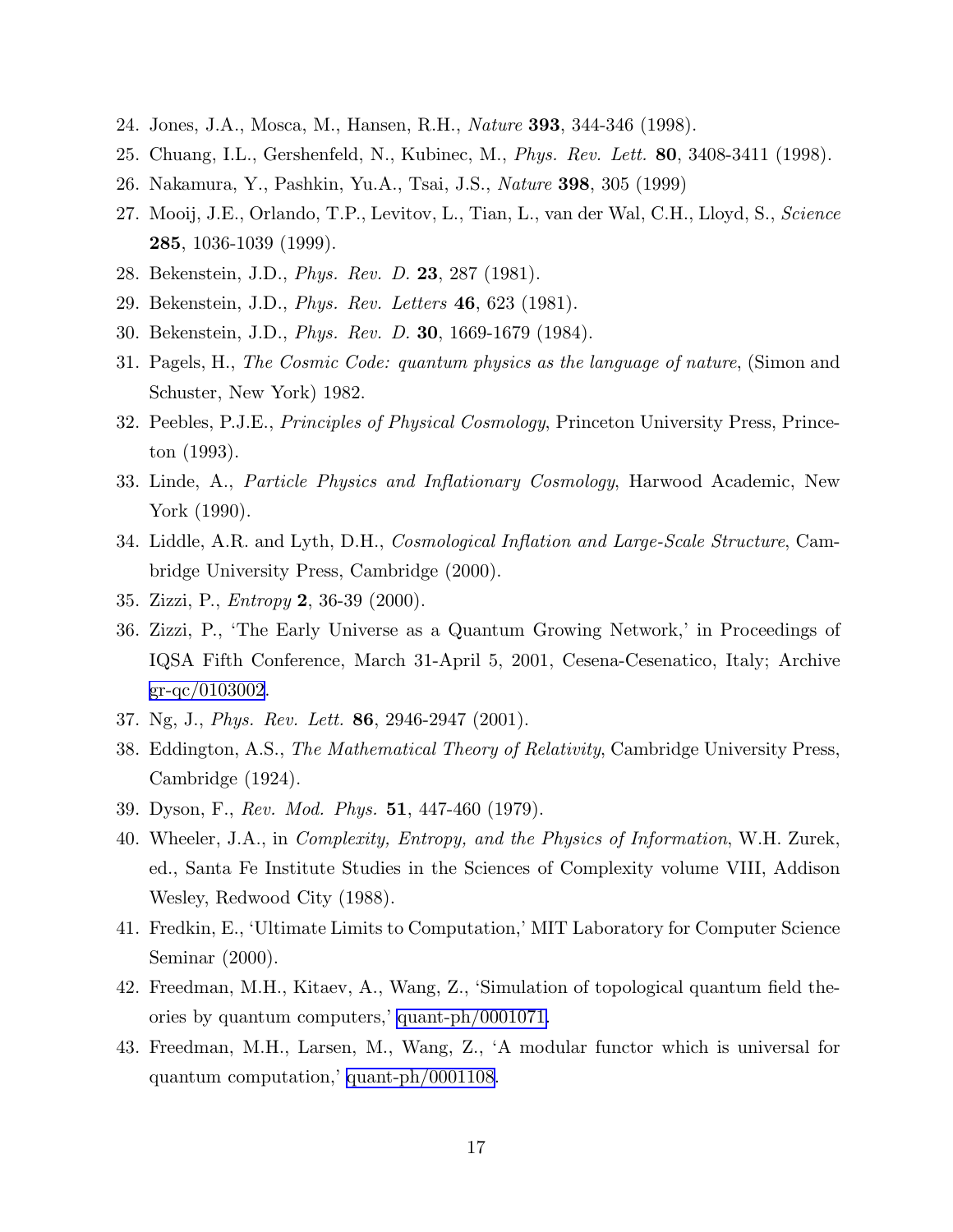24. Jones, J.A., Mosca, M., Hansen, R.H., *Nature* **393**, 344-346 (1998).
25. Chuang, I.L., Gershenfeld, N., Kubinec, M., *Phys. Rev. Lett.* **80**, 3408-3411 (1998).
26. Nakamura, Y., Pashkin, Yu.A., Tsai, J.S., *Nature* **398**, 305 (1999)
27. Mooij, J.E., Orlando, T.P., Levitov, L., Tian, L., van der Wal, C.H., Lloyd, S., *Science* **285**, 1036-1039 (1999).
28. Bekenstein, J.D., *Phys. Rev. D.* **23**, 287 (1981).
29. Bekenstein, J.D., *Phys. Rev. Letters* **46**, 623 (1981).
30. Bekenstein, J.D., *Phys. Rev. D.* **30**, 1669-1679 (1984).
31. Pagels, H., *The Cosmic Code: quantum physics as the language of nature*, (Simon and Schuster, New York) 1982.
32. Peebles, P.J.E., *Principles of Physical Cosmology*, Princeton University Press, Princeton (1993).
33. Linde, A., *Particle Physics and Inflationary Cosmology*, Harwood Academic, New York (1990).
34. Liddle, A.R. and Lyth, D.H., *Cosmological Inflation and Large-Scale Structure*, Cambridge University Press, Cambridge (2000).
35. Zizzi, P., *Entropy* **2**, 36-39 (2000).
36. Zizzi, P., 'The Early Universe as a Quantum Growing Network,' in Proceedings of IQSA Fifth Conference, March 31-April 5, 2001, Cesena-Cesenatico, Italy; Archive gr-qc/0103002.
37. Ng, J., *Phys. Rev. Lett.* **86**, 2946-2947 (2001).
38. Eddington, A.S., *The Mathematical Theory of Relativity*, Cambridge University Press, Cambridge (1924).
39. Dyson, F., *Rev. Mod. Phys.* **51**, 447-460 (1979).
40. Wheeler, J.A., in *Complexity, Entropy, and the Physics of Information*, W.H. Zurek, ed., Santa Fe Institute Studies in the Sciences of Complexity volume VIII, Addison Wesley, Redwood City (1988).
41. Fredkin, E., 'Ultimate Limits to Computation,' MIT Laboratory for Computer Science Seminar (2000).
42. Freedman, M.H., Kitaev, A., Wang, Z., 'Simulation of topological quantum field theories by quantum computers,' quant-ph/0001071.
43. Freedman, M.H., Larsen, M., Wang, Z., 'A modular functor which is universal for quantum computation,' quant-ph/0001108.